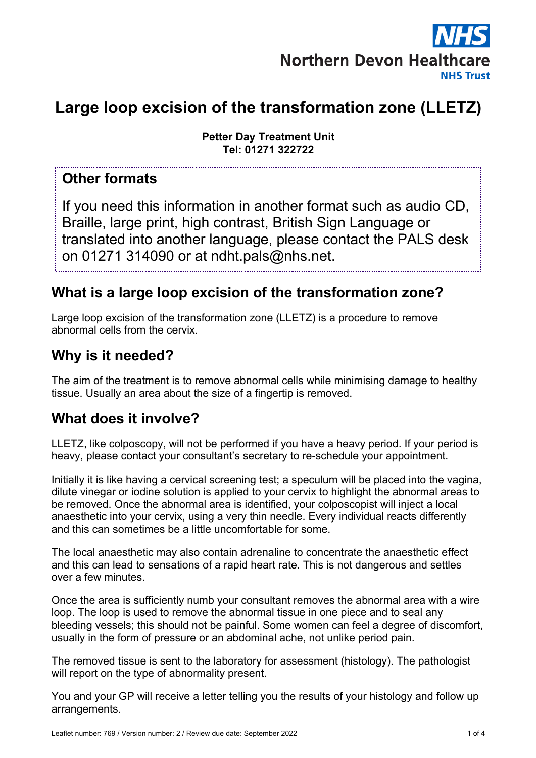# Large loop excision of the transformation zone (LLETZ)

**Petter Day Treatment Unit**
**Tel: 01271 322722**

## Other formats

If you need this information in another format such as audio CD, Braille, large print, high contrast, British Sign Language or translated into another language, please contact the PALS desk on 01271 314090 or at ndht.pals@nhs.net.

## What is a large loop excision of the transformation zone?

Large loop excision of the transformation zone (LLETZ) is a procedure to remove abnormal cells from the cervix.

## Why is it needed?

The aim of the treatment is to remove abnormal cells while minimising damage to healthy tissue. Usually an area about the size of a fingertip is removed.

## What does it involve?

LLETZ, like colposcopy, will not be performed if you have a heavy period. If your period is heavy, please contact your consultant's secretary to re-schedule your appointment.

Initially it is like having a cervical screening test; a speculum will be placed into the vagina, dilute vinegar or iodine solution is applied to your cervix to highlight the abnormal areas to be removed. Once the abnormal area is identified, your colposcopist will inject a local anaesthetic into your cervix, using a very thin needle. Every individual reacts differently and this can sometimes be a little uncomfortable for some.

The local anaesthetic may also contain adrenaline to concentrate the anaesthetic effect and this can lead to sensations of a rapid heart rate. This is not dangerous and settles over a few minutes.

Once the area is sufficiently numb your consultant removes the abnormal area with a wire loop. The loop is used to remove the abnormal tissue in one piece and to seal any bleeding vessels; this should not be painful. Some women can feel a degree of discomfort, usually in the form of pressure or an abdominal ache, not unlike period pain.

The removed tissue is sent to the laboratory for assessment (histology). The pathologist will report on the type of abnormality present.

You and your GP will receive a letter telling you the results of your histology and follow up arrangements.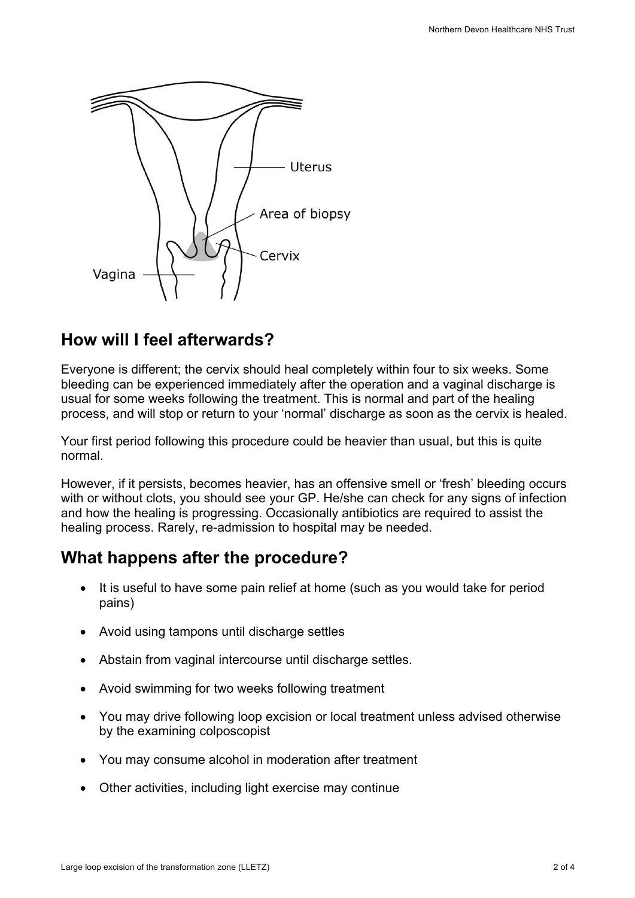Uterus

Area of biopsy

Cervix

Vagina

## How will I feel afterwards?

Everyone is different; the cervix should heal completely within four to six weeks. Some bleeding can be experienced immediately after the operation and a vaginal discharge is usual for some weeks following the treatment. This is normal and part of the healing process, and will stop or return to your 'normal' discharge as soon as the cervix is healed.

Your first period following this procedure could be heavier than usual, but this is quite normal.

However, if it persists, becomes heavier, has an offensive smell or 'fresh' bleeding occurs with or without clots, you should see your GP. He/she can check for any signs of infection and how the healing is progressing. Occasionally antibiotics are required to assist the healing process. Rarely, re-admission to hospital may be needed.

## What happens after the procedure?

- It is useful to have some pain relief at home (such as you would take for period pains)
- Avoid using tampons until discharge settles
- Abstain from vaginal intercourse until discharge settles.
- Avoid swimming for two weeks following treatment
- You may drive following loop excision or local treatment unless advised otherwise by the examining colposcopist
- You may consume alcohol in moderation after treatment
- Other activities, including light exercise may continue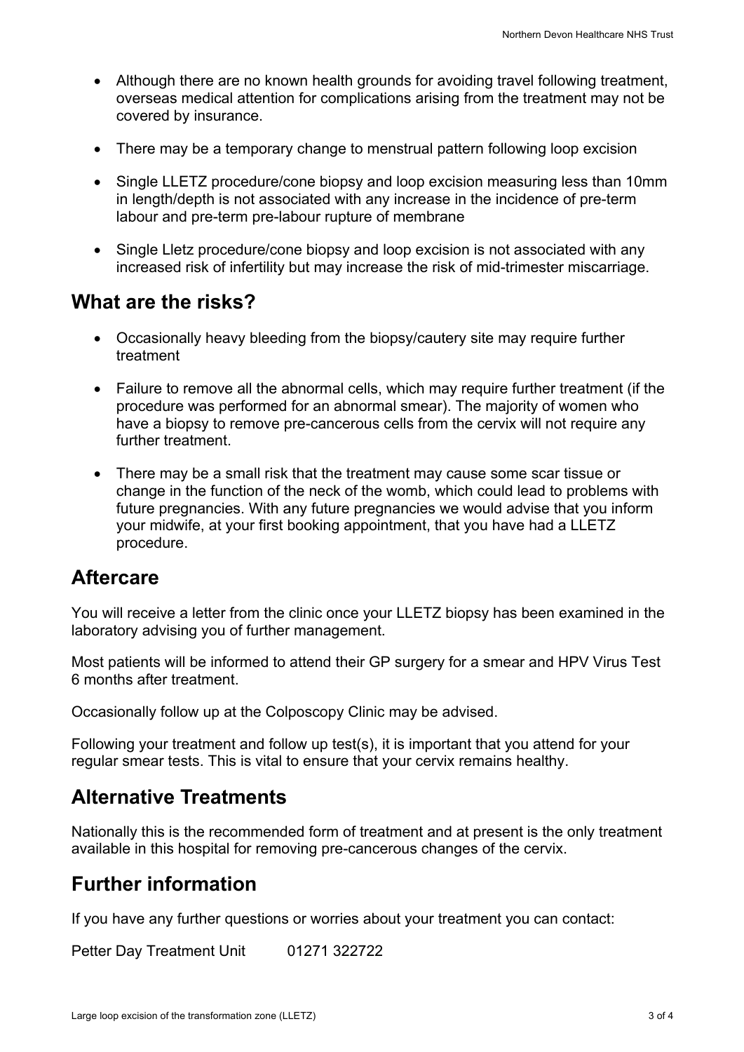- Although there are no known health grounds for avoiding travel following treatment, overseas medical attention for complications arising from the treatment may not be covered by insurance.
- There may be a temporary change to menstrual pattern following loop excision
- Single LLETZ procedure/cone biopsy and loop excision measuring less than 10mm in length/depth is not associated with any increase in the incidence of pre-term labour and pre-term pre-labour rupture of membrane
- Single Lletz procedure/cone biopsy and loop excision is not associated with any increased risk of infertility but may increase the risk of mid-trimester miscarriage.

## What are the risks?

- Occasionally heavy bleeding from the biopsy/cautery site may require further treatment
- Failure to remove all the abnormal cells, which may require further treatment (if the procedure was performed for an abnormal smear). The majority of women who have a biopsy to remove pre-cancerous cells from the cervix will not require any further treatment.
- There may be a small risk that the treatment may cause some scar tissue or change in the function of the neck of the womb, which could lead to problems with future pregnancies. With any future pregnancies we would advise that you inform your midwife, at your first booking appointment, that you have had a LLETZ procedure.

## Aftercare

You will receive a letter from the clinic once your LLETZ biopsy has been examined in the laboratory advising you of further management.

Most patients will be informed to attend their GP surgery for a smear and HPV Virus Test 6 months after treatment.

Occasionally follow up at the Colposcopy Clinic may be advised.

Following your treatment and follow up test(s), it is important that you attend for your regular smear tests. This is vital to ensure that your cervix remains healthy.

## Alternative Treatments

Nationally this is the recommended form of treatment and at present is the only treatment available in this hospital for removing pre-cancerous changes of the cervix.

## Further information

If you have any further questions or worries about your treatment you can contact:

Petter Day Treatment Unit 01271 322722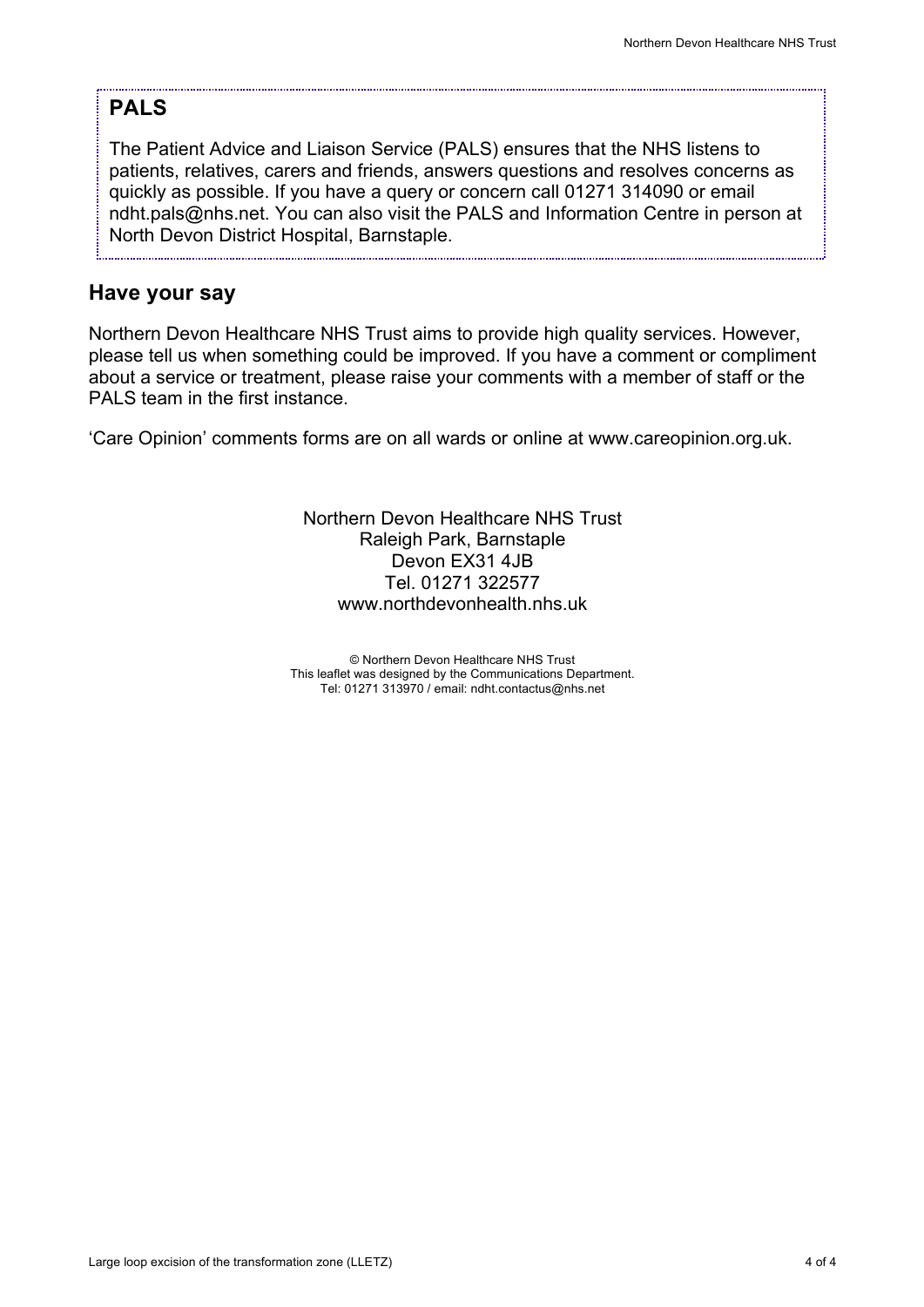## PALS

The Patient Advice and Liaison Service (PALS) ensures that the NHS listens to patients, relatives, carers and friends, answers questions and resolves concerns as quickly as possible. If you have a query or concern call 01271 314090 or email ndht.pals@nhs.net. You can also visit the PALS and Information Centre in person at North Devon District Hospital, Barnstaple.

## Have your say

Northern Devon Healthcare NHS Trust aims to provide high quality services. However, please tell us when something could be improved. If you have a comment or compliment about a service or treatment, please raise your comments with a member of staff or the PALS team in the first instance.

'Care Opinion' comments forms are on all wards or online at www.careopinion.org.uk.

Northern Devon Healthcare NHS Trust
Raleigh Park, Barnstaple
Devon EX31 4JB
Tel. 01271 322577
www.northdevonhealth.nhs.uk

© Northern Devon Healthcare NHS Trust
This leaflet was designed by the Communications Department.
Tel: 01271 313970 / email: ndht.contactus@nhs.net